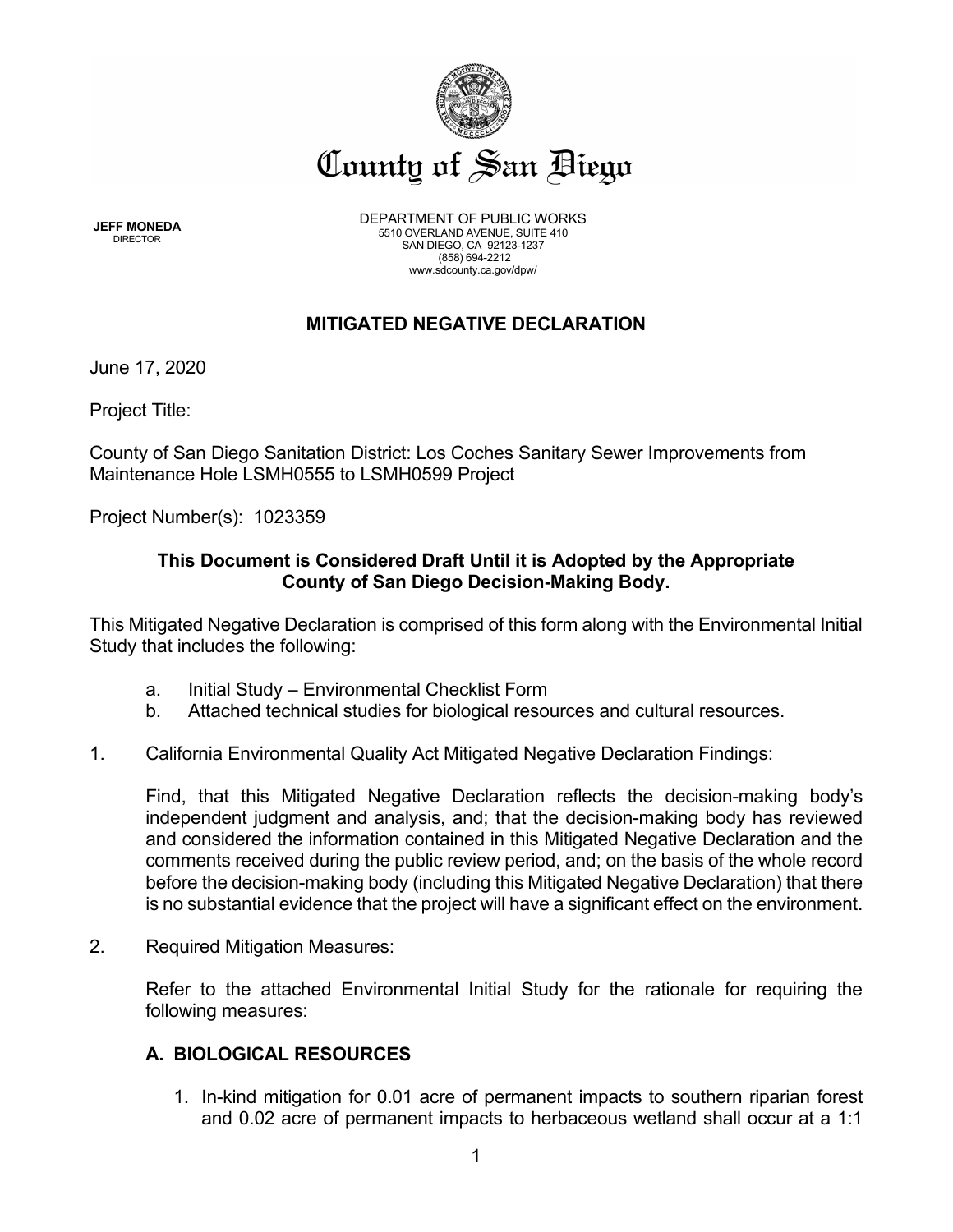# County of San Diego

**JEFF MONEDA**
DIRECTOR

DEPARTMENT OF PUBLIC WORKS
5510 OVERLAND AVENUE, SUITE 410
SAN DIEGO, CA 92123-1237
(858) 694-2212
www.sdcounty.ca.gov/dpw/

## MITIGATED NEGATIVE DECLARATION

June 17, 2020

Project Title:

County of San Diego Sanitation District: Los Coches Sanitary Sewer Improvements from Maintenance Hole LSMH0555 to LSMH0599 Project

Project Number(s): 1023359

**This Document is Considered Draft Until it is Adopted by the Appropriate County of San Diego Decision-Making Body.**

This Mitigated Negative Declaration is comprised of this form along with the Environmental Initial Study that includes the following:

a. Initial Study – Environmental Checklist Form
b. Attached technical studies for biological resources and cultural resources.

1. California Environmental Quality Act Mitigated Negative Declaration Findings:

   Find, that this Mitigated Negative Declaration reflects the decision-making body's independent judgment and analysis, and; that the decision-making body has reviewed and considered the information contained in this Mitigated Negative Declaration and the comments received during the public review period, and; on the basis of the whole record before the decision-making body (including this Mitigated Negative Declaration) that there is no substantial evidence that the project will have a significant effect on the environment.

2. Required Mitigation Measures:

   Refer to the attached Environmental Initial Study for the rationale for requiring the following measures:

### A. BIOLOGICAL RESOURCES

1. In-kind mitigation for 0.01 acre of permanent impacts to southern riparian forest and 0.02 acre of permanent impacts to herbaceous wetland shall occur at a 1:1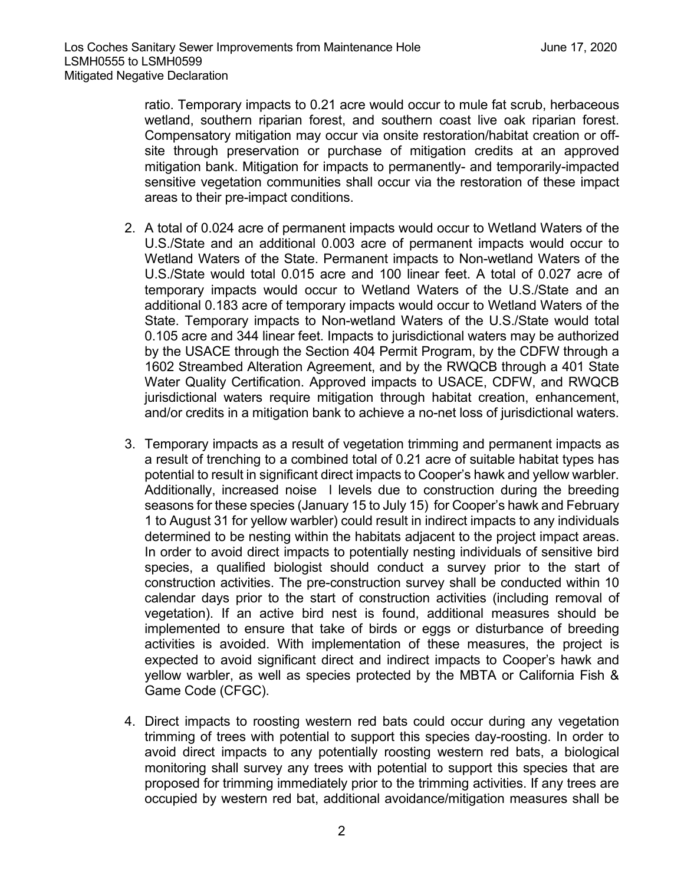ratio. Temporary impacts to 0.21 acre would occur to mule fat scrub, herbaceous wetland, southern riparian forest, and southern coast live oak riparian forest. Compensatory mitigation may occur via onsite restoration/habitat creation or off-site through preservation or purchase of mitigation credits at an approved mitigation bank. Mitigation for impacts to permanently- and temporarily-impacted sensitive vegetation communities shall occur via the restoration of these impact areas to their pre-impact conditions.

2. A total of 0.024 acre of permanent impacts would occur to Wetland Waters of the U.S./State and an additional 0.003 acre of permanent impacts would occur to Wetland Waters of the State. Permanent impacts to Non-wetland Waters of the U.S./State would total 0.015 acre and 100 linear feet. A total of 0.027 acre of temporary impacts would occur to Wetland Waters of the U.S./State and an additional 0.183 acre of temporary impacts would occur to Wetland Waters of the State. Temporary impacts to Non-wetland Waters of the U.S./State would total 0.105 acre and 344 linear feet. Impacts to jurisdictional waters may be authorized by the USACE through the Section 404 Permit Program, by the CDFW through a 1602 Streambed Alteration Agreement, and by the RWQCB through a 401 State Water Quality Certification. Approved impacts to USACE, CDFW, and RWQCB jurisdictional waters require mitigation through habitat creation, enhancement, and/or credits in a mitigation bank to achieve a no-net loss of jurisdictional waters.

3. Temporary impacts as a result of vegetation trimming and permanent impacts as a result of trenching to a combined total of 0.21 acre of suitable habitat types has potential to result in significant direct impacts to Cooper's hawk and yellow warbler. Additionally, increased noise l levels due to construction during the breeding seasons for these species (January 15 to July 15) for Cooper's hawk and February 1 to August 31 for yellow warbler) could result in indirect impacts to any individuals determined to be nesting within the habitats adjacent to the project impact areas. In order to avoid direct impacts to potentially nesting individuals of sensitive bird species, a qualified biologist should conduct a survey prior to the start of construction activities. The pre-construction survey shall be conducted within 10 calendar days prior to the start of construction activities (including removal of vegetation). If an active bird nest is found, additional measures should be implemented to ensure that take of birds or eggs or disturbance of breeding activities is avoided. With implementation of these measures, the project is expected to avoid significant direct and indirect impacts to Cooper's hawk and yellow warbler, as well as species protected by the MBTA or California Fish & Game Code (CFGC).

4. Direct impacts to roosting western red bats could occur during any vegetation trimming of trees with potential to support this species day-roosting. In order to avoid direct impacts to any potentially roosting western red bats, a biological monitoring shall survey any trees with potential to support this species that are proposed for trimming immediately prior to the trimming activities. If any trees are occupied by western red bat, additional avoidance/mitigation measures shall be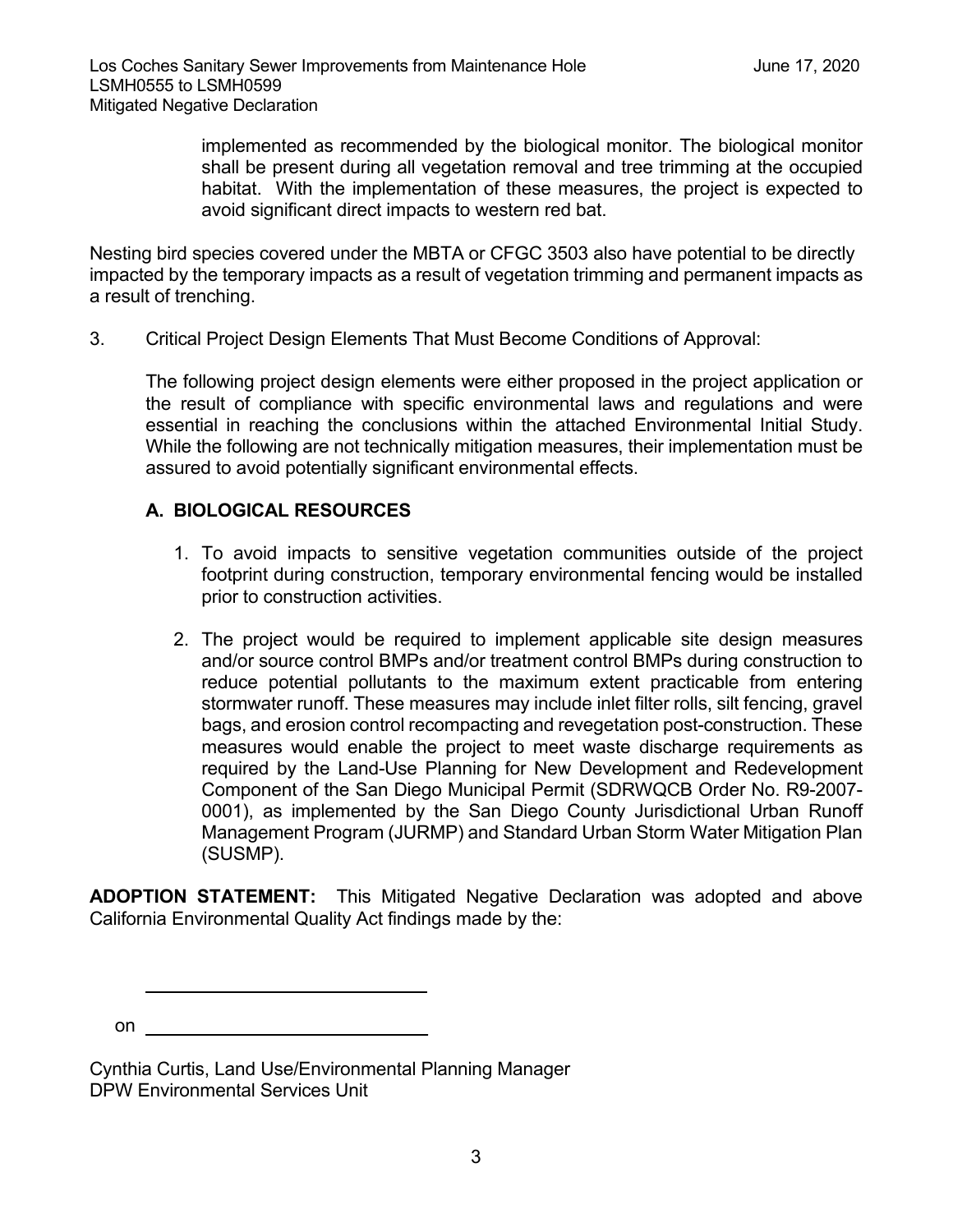implemented as recommended by the biological monitor. The biological monitor shall be present during all vegetation removal and tree trimming at the occupied habitat. With the implementation of these measures, the project is expected to avoid significant direct impacts to western red bat.

Nesting bird species covered under the MBTA or CFGC 3503 also have potential to be directly impacted by the temporary impacts as a result of vegetation trimming and permanent impacts as a result of trenching.

3. Critical Project Design Elements That Must Become Conditions of Approval:

   The following project design elements were either proposed in the project application or the result of compliance with specific environmental laws and regulations and were essential in reaching the conclusions within the attached Environmental Initial Study. While the following are not technically mitigation measures, their implementation must be assured to avoid potentially significant environmental effects.

   **A. BIOLOGICAL RESOURCES**

   1. To avoid impacts to sensitive vegetation communities outside of the project footprint during construction, temporary environmental fencing would be installed prior to construction activities.

   2. The project would be required to implement applicable site design measures and/or source control BMPs and/or treatment control BMPs during construction to reduce potential pollutants to the maximum extent practicable from entering stormwater runoff. These measures may include inlet filter rolls, silt fencing, gravel bags, and erosion control recompacting and revegetation post-construction. These measures would enable the project to meet waste discharge requirements as required by the Land-Use Planning for New Development and Redevelopment Component of the San Diego Municipal Permit (SDRWQCB Order No. R9-2007-0001), as implemented by the San Diego County Jurisdictional Urban Runoff Management Program (JURMP) and Standard Urban Storm Water Mitigation Plan (SUSMP).

**ADOPTION STATEMENT:** This Mitigated Negative Declaration was adopted and above California Environmental Quality Act findings made by the:

\_\_\_\_\_\_\_\_\_\_\_\_\_\_\_\_\_\_\_\_\_\_\_\_\_\_\_\_

on \_\_\_\_\_\_\_\_\_\_\_\_\_\_\_\_\_\_\_\_\_\_\_\_\_\_\_\_

Cynthia Curtis, Land Use/Environmental Planning Manager
DPW Environmental Services Unit